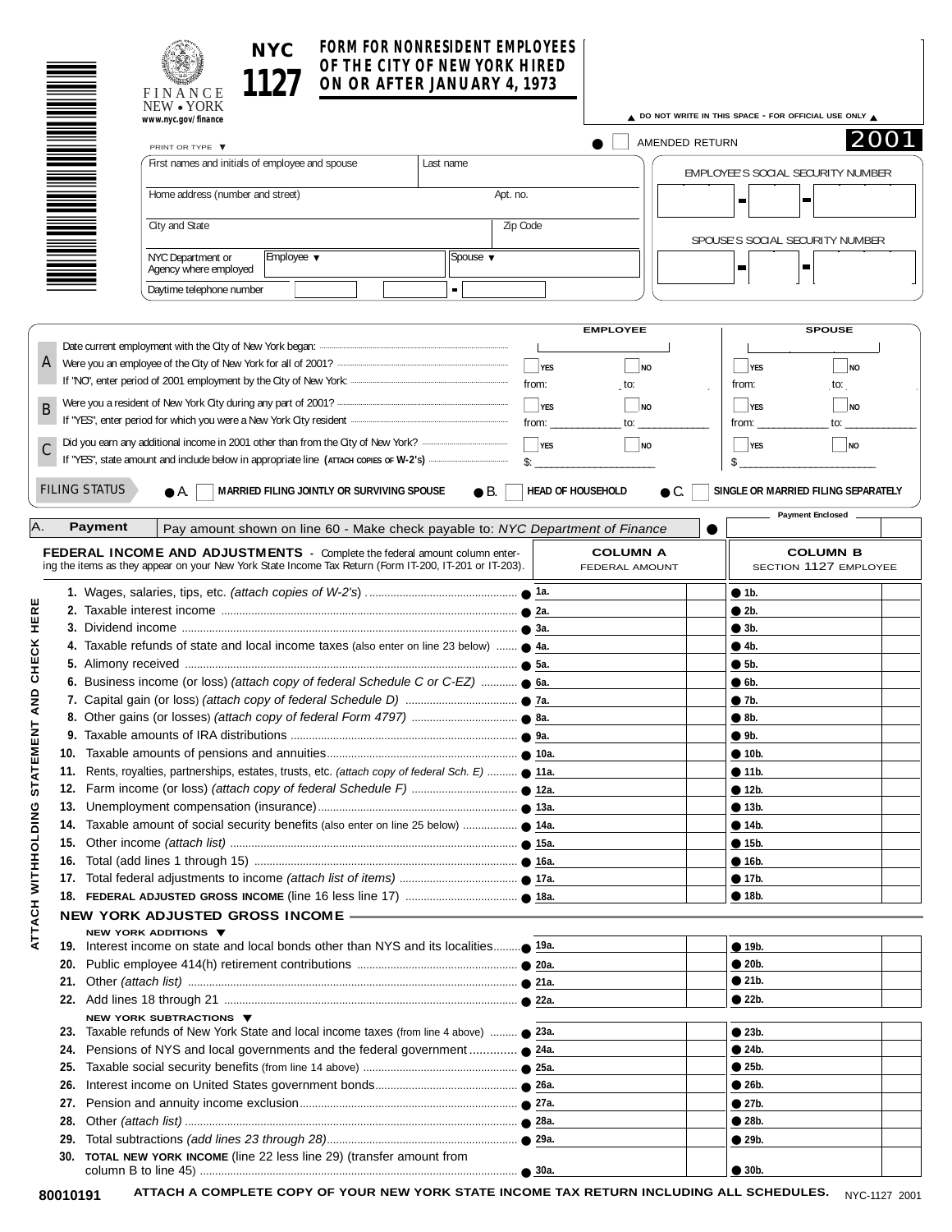# NYC 1127

**FINANCE NEW • YORK**
www.nyc.gov/finance

## FORM FOR NONRESIDENT EMPLOYEES OF THE CITY OF NEW YORK HIRED ON OR AFTER JANUARY 4, 1973

▲ DO NOT WRITE IN THIS SPACE - FOR OFFICIAL USE ONLY ▲

AMENDED RETURN ☐ **2001**

PRINT OR TYPE ▼

| First names and initials of employee and spouse | | Last name | |
|---|---|---|---|
| Home address (number and street) | | Apt. no. | |
| City and State | | Zip Code | |
| NYC Department or Agency where employed | Employee ▼ | Spouse ▼ | |
| Daytime telephone number | | | |

EMPLOYEE'S SOCIAL SECURITY NUMBER

SPOUSE'S SOCIAL SECURITY NUMBER

| | | EMPLOYEE | | SPOUSE | |
|---|---|---|---|---|---|
| A | Date current employment with the City of New York began: | | | | |
| | Were you an employee of the City of New York for all of 2001? | ☐ YES | ☐ NO | ☐ YES | ☐ NO |
| | If "NO", enter period of 2001 employment by the City of New York: | from: | to: | from: | to: |
| B | Were you a resident of New York City during any part of 2001? | ☐ YES | ☐ NO | ☐ YES | ☐ NO |
| | If "YES", enter period for which you were a New York City resident | from: ____________ | to: ____________ | from: ____________ | to: ____________ |
| C | Did you earn any additional income in 2001 other than from the City of New York? | ☐ YES | ☐ NO | ☐ YES | ☐ NO |
| | If "YES", state amount and include below in appropriate line (ATTACH COPIES OF W-2's) | $: ____________ | | $ ____________ | |

**FILING STATUS** ● A. ☐ MARRIED FILING JOINTLY OR SURVIVING SPOUSE ● B. ☐ HEAD OF HOUSEHOLD ● C. ☐ SINGLE OR MARRIED FILING SEPARATELY

| A. | **Payment** | Pay amount shown on line 60 - Make check payable to: *NYC Department of Finance* | Payment Enclosed |
|---|---|---|---|

ATTACH WITHHOLDING STATEMENT AND CHECK HERE

**FEDERAL INCOME AND ADJUSTMENTS** - Complete the federal amount column entering the items as they appear on your New York State Income Tax Return (Form IT-200, IT-201 or IT-203).

| | | COLUMN A FEDERAL AMOUNT | COLUMN B SECTION 1127 EMPLOYEE |
|---|---|---|---|
| **1.** | Wages, salaries, tips, etc. *(attach copies of W-2's)* | 1a. | 1b. |
| **2.** | Taxable interest income | 2a. | 2b. |
| **3.** | Dividend income | 3a. | 3b. |
| **4.** | Taxable refunds of state and local income taxes (also enter on line 23 below) | 4a. | 4b. |
| **5.** | Alimony received | 5a. | 5b. |
| **6.** | Business income (or loss) *(attach copy of federal Schedule C or C-EZ)* | 6a. | 6b. |
| **7.** | Capital gain (or loss) *(attach copy of federal Schedule D)* | 7a. | 7b. |
| **8.** | Other gains (or losses) *(attach copy of federal Form 4797)* | 8a. | 8b. |
| **9.** | Taxable amounts of IRA distributions | 9a. | 9b. |
| **10.** | Taxable amounts of pensions and annuities | 10a. | 10b. |
| **11.** | Rents, royalties, partnerships, estates, trusts, etc. *(attach copy of federal Sch. E)* | 11a. | 11b. |
| **12.** | Farm income (or loss) *(attach copy of federal Schedule F)* | 12a. | 12b. |
| **13.** | Unemployment compensation (insurance) | 13a. | 13b. |
| **14.** | Taxable amount of social security benefits (also enter on line 25 below) | 14a. | 14b. |
| **15.** | Other income *(attach list)* | 15a. | 15b. |
| **16.** | Total (add lines 1 through 15) | 16a. | 16b. |
| **17.** | Total federal adjustments to income *(attach list of items)* | 17a. | 17b. |
| **18.** | **FEDERAL ADJUSTED GROSS INCOME** (line 16 less line 17) | 18a. | 18b. |

**NEW YORK ADJUSTED GROSS INCOME**

| | NEW YORK ADDITIONS ▼ | | |
|---|---|---|---|
| **19.** | Interest income on state and local bonds other than NYS and its localities | 19a. | 19b. |
| **20.** | Public employee 414(h) retirement contributions | 20a. | 20b. |
| **21.** | Other *(attach list)* | 21a. | 21b. |
| **22.** | Add lines 18 through 21 | 22a. | 22b. |
| | NEW YORK SUBTRACTIONS ▼ | | |
| **23.** | Taxable refunds of New York State and local income taxes (from line 4 above) | 23a. | 23b. |
| **24.** | Pensions of NYS and local governments and the federal government | 24a. | 24b. |
| **25.** | Taxable social security benefits (from line 14 above) | 25a. | 25b. |
| **26.** | Interest income on United States government bonds | 26a. | 26b. |
| **27.** | Pension and annuity income exclusion | 27a. | 27b. |
| **28.** | Other *(attach list)* | 28a. | 28b. |
| **29.** | Total subtractions *(add lines 23 through 28)* | 29a. | 29b. |
| **30.** | **TOTAL NEW YORK INCOME** (line 22 less line 29) (transfer amount from column B to line 45) | 30a. | 30b. |

80010191 **ATTACH A COMPLETE COPY OF YOUR NEW YORK STATE INCOME TAX RETURN INCLUDING ALL SCHEDULES.** NYC-1127 2001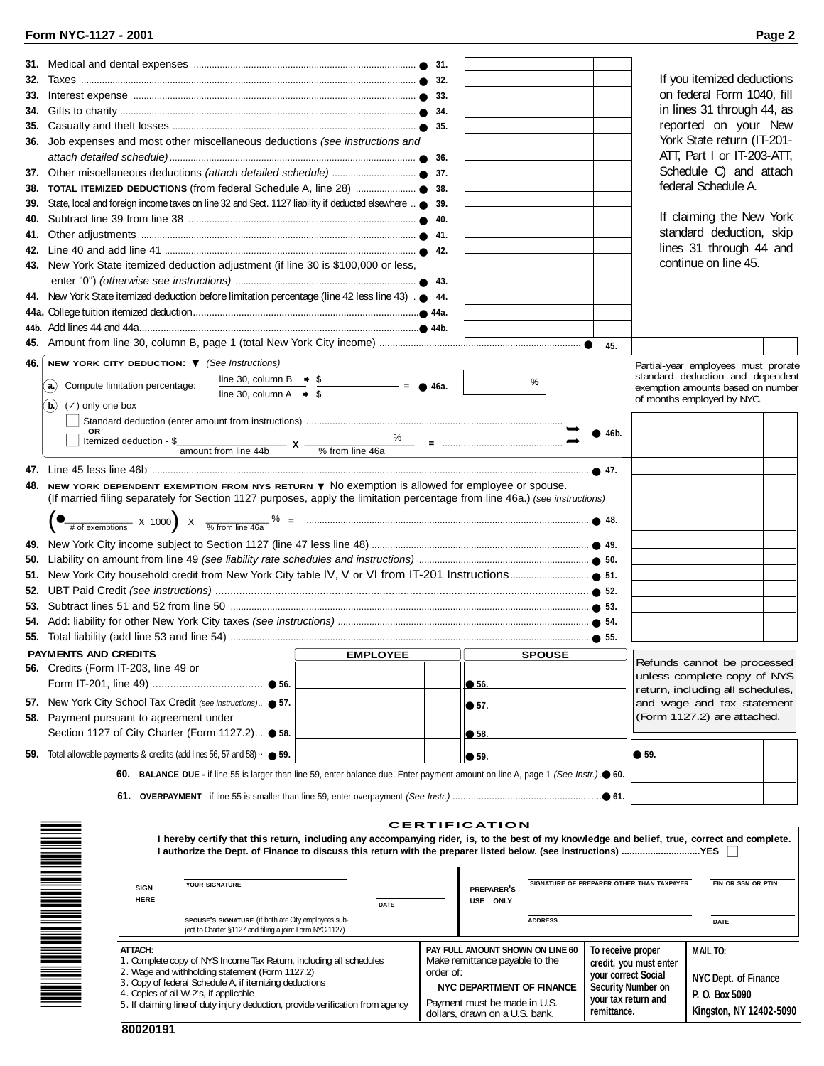**Form NYC-1127 - 2001**

| | | | |
|---|---|---|---|
| **31.** Medical and dental expenses | ● 31. | | |
| **32.** Taxes | ● 32. | | |
| **33.** Interest expense | ● 33. | | |
| **34.** Gifts to charity | ● 34. | | |
| **35.** Casualty and theft losses | ● 35. | | |
| **36.** Job expenses and most other miscellaneous deductions *(see instructions and attach detailed schedule)* | ● 36. | | |
| **37.** Other miscellaneous deductions *(attach detailed schedule)* | ● 37. | | |
| **38.** **TOTAL ITEMIZED DEDUCTIONS** (from federal Schedule A, line 28) | ● 38. | | |
| **39.** State, local and foreign income taxes on line 32 and Sect. 1127 liability if deducted elsewhere | ● 39. | | |
| **40.** Subtract line 39 from line 38 | ● 40. | | |
| **41.** Other adjustments | ● 41. | | |
| **42.** Line 40 and add line 41 | ● 42. | | |
| **43.** New York State itemized deduction adjustment (if line 30 is $100,000 or less, enter "0") *(otherwise see instructions)* | ● 43. | | |
| **44.** New York State itemized deduction before limitation percentage (line 42 less line 43) | ● 44. | | |
| **44a.** College tuition itemized deduction | ● 44a. | | |
| **44b.** Add lines 44 and 44a | ● 44b. | | |

If you itemized deductions on federal Form 1040, fill in lines 31 through 44, as reported on your New York State return (IT-201-ATT, Part I or IT-203-ATT, Schedule C) and attach federal Schedule A.

If claiming the New York standard deduction, skip lines 31 through 44 and continue on line 45.

**45.** Amount from line 30, column B, page 1 (total New York City income) ● 45.

**46.** **NEW YORK CITY DEDUCTION:** ▼ *(See Instructions)*

Partial-year employees must prorate standard deduction and dependent exemption amounts based on number of months employed by NYC.

(a.) Compute limitation percentage: line 30, column B ➡ $ ____ / line 30, column A ➡ $ ____ = ● 46a. ____ %

(b.) (✓) only one box

☐ Standard deduction (enter amount from instructions)
OR
☐ Itemized deduction - $________ X ________% = ● 46b.
amount from line 44b — % from line 46a

**47.** Line 45 less line 46b ● 47.

**48.** **NEW YORK DEPENDENT EXEMPTION FROM NYS RETURN** ▼ No exemption is allowed for employee or spouse.
(If married filing separately for Section 1127 purposes, apply the limitation percentage from line 46a.) *(see instructions)*

(● ________ X 1000) X ________ % = ● 48.
# of exemptions — % from line 46a

| | | | |
|---|---|---|---|
| **49.** New York City income subject to Section 1127 (line 47 less line 48) | ● 49. | | |
| **50.** Liability on amount from line 49 *(see liability rate schedules and instructions)* | ● 50. | | |
| **51.** New York City household credit from New York City table IV, V or VI from IT-201 Instructions | ● 51. | | |
| **52.** UBT Paid Credit *(see instructions)* | ● 52. | | |
| **53.** Subtract lines 51 and 52 from line 50 | ● 53. | | |
| **54.** Add: liability for other New York City taxes *(see instructions)* | ● 54. | | |
| **55.** Total liability (add line 53 and line 54) | ● 55. | | |

**PAYMENTS AND CREDITS**

| | EMPLOYEE | | SPOUSE | |
|---|---|---|---|---|
| **56.** Credits (Form IT-203, line 49 or Form IT-201, line 49) | ● 56. | | ● 56. | |
| **57.** New York City School Tax Credit *(see instructions)* | ● 57. | | ● 57. | |
| **58.** Payment pursuant to agreement under Section 1127 of City Charter (Form 1127.2) | ● 58. | | ● 58. | |
| **59.** Total allowable payments & credits (add lines 56, 57 and 58) | ● 59. | | ● 59. | |

Refunds cannot be processed unless complete copy of NYS return, including all schedules, and wage and tax statement (Form 1127.2) are attached.

● 59.

**60.** **BALANCE DUE -** if line 55 is larger than line 59, enter balance due. Enter payment amount on line A, page 1 *(See Instr.)* ● 60.

**61.** **OVERPAYMENT** - if line 55 is smaller than line 59, enter overpayment *(See Instr.)* ● 61.

**CERTIFICATION**

**I hereby certify that this return, including any accompanying rider, is, to the best of my knowledge and belief, true, correct and complete. I authorize the Dept. of Finance to discuss this return with the preparer listed below. (see instructions) ............................YES** ☐

SIGN HERE

YOUR SIGNATURE — DATE

SPOUSE'S SIGNATURE (if both are City employees subject to Charter §1127 and filing a joint Form NYC-1127)

PREPARER'S USE ONLY

SIGNATURE OF PREPARER OTHER THAN TAXPAYER — EIN OR SSN OR PTIN

ADDRESS — DATE

**ATTACH:**
1. Complete copy of NYS Income Tax Return, including all schedules
2. Wage and withholding statement (Form 1127.2)
3. Copy of federal Schedule A, if itemizing deductions
4. Copies of all W-2's, if applicable
5. If claiming line of duty injury deduction, provide verification from agency

**PAY FULL AMOUNT SHOWN ON LINE 60**
Make remittance payable to the order of:
**NYC DEPARTMENT OF FINANCE**
Payment must be made in U.S. dollars, drawn on a U.S. bank.

**To receive proper credit, you must enter your correct Social Security Number on your tax return and remittance.**

**MAIL TO:**
**NYC Dept. of Finance**
**P. O. Box 5090**
**Kingston, NY 12402-5090**

**80020191**